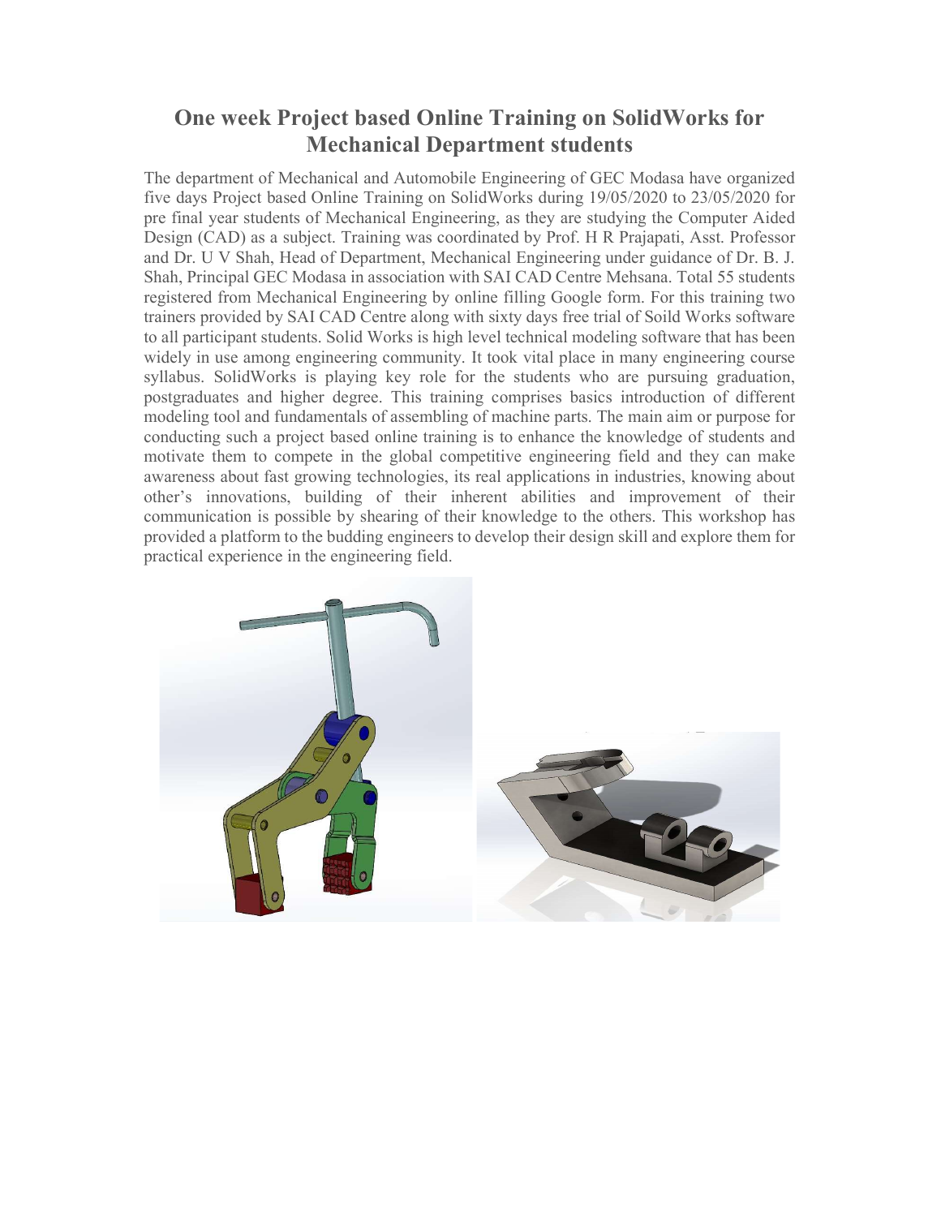# One week Project based Online Training on SolidWorks for Mechanical Department students

The department of Mechanical and Automobile Engineering of GEC Modasa have organized five days Project based Online Training on SolidWorks during 19/05/2020 to 23/05/2020 for pre final year students of Mechanical Engineering, as they are studying the Computer Aided Design (CAD) as a subject. Training was coordinated by Prof. H R Prajapati, Asst. Professor and Dr. U V Shah, Head of Department, Mechanical Engineering under guidance of Dr. B. J. Shah, Principal GEC Modasa in association with SAI CAD Centre Mehsana. Total 55 students registered from Mechanical Engineering by online filling Google form. For this training two trainers provided by SAI CAD Centre along with sixty days free trial of Soild Works software to all participant students. Solid Works is high level technical modeling software that has been widely in use among engineering community. It took vital place in many engineering course syllabus. SolidWorks is playing key role for the students who are pursuing graduation, postgraduates and higher degree. This training comprises basics introduction of different modeling tool and fundamentals of assembling of machine parts. The main aim or purpose for conducting such a project based online training is to enhance the knowledge of students and motivate them to compete in the global competitive engineering field and they can make awareness about fast growing technologies, its real applications in industries, knowing about other's innovations, building of their inherent abilities and improvement of their communication is possible by shearing of their knowledge to the others. This workshop has provided a platform to the budding engineers to develop their design skill and explore them for practical experience in the engineering field.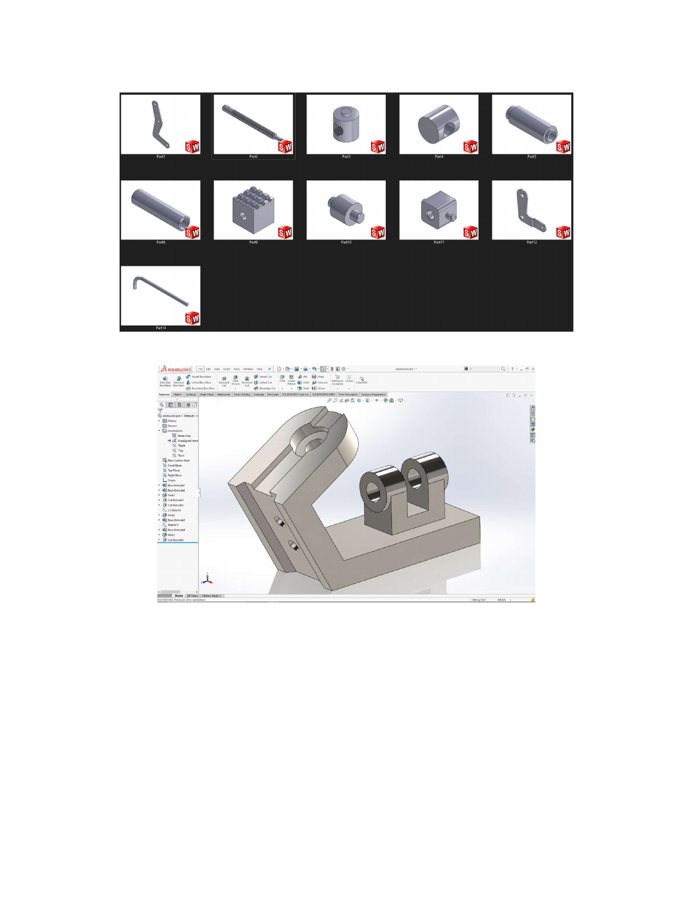Part1

Part2

Part3

Part4

Part5

Part6

Part9

Part10

Part11

Part12

Part14